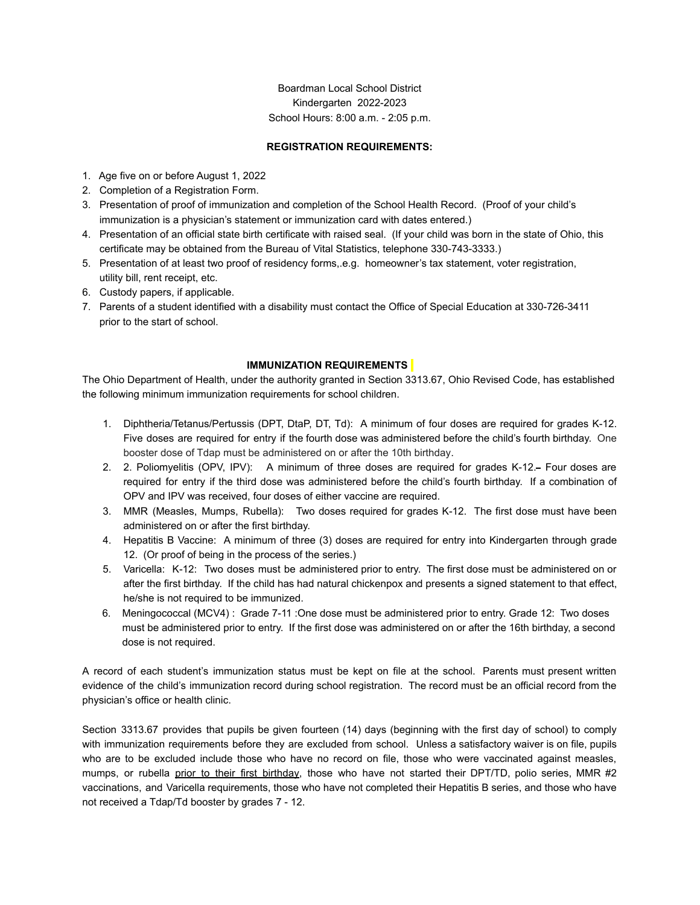Boardman Local School District
Kindergarten 2022-2023
School Hours: 8:00 a.m. - 2:05 p.m.

**REGISTRATION REQUIREMENTS:**

1. Age five on or before August 1, 2022
2. Completion of a Registration Form.
3. Presentation of proof of immunization and completion of the School Health Record. (Proof of your child's immunization is a physician's statement or immunization card with dates entered.)
4. Presentation of an official state birth certificate with raised seal. (If your child was born in the state of Ohio, this certificate may be obtained from the Bureau of Vital Statistics, telephone 330-743-3333.)
5. Presentation of at least two proof of residency forms,.e.g. homeowner's tax statement, voter registration, utility bill, rent receipt, etc.
6. Custody papers, if applicable.
7. Parents of a student identified with a disability must contact the Office of Special Education at 330-726-3411 prior to the start of school.

**IMMUNIZATION REQUIREMENTS**

The Ohio Department of Health, under the authority granted in Section 3313.67, Ohio Revised Code, has established the following minimum immunization requirements for school children.

1. Diphtheria/Tetanus/Pertussis (DPT, DtaP, DT, Td): A minimum of four doses are required for grades K-12. Five doses are required for entry if the fourth dose was administered before the child's fourth birthday. One booster dose of Tdap must be administered on or after the 10th birthday.
2. 2. Poliomyelitis (OPV, IPV): A minimum of three doses are required for grades K-12. Four doses are required for entry if the third dose was administered before the child's fourth birthday. If a combination of OPV and IPV was received, four doses of either vaccine are required.
3. MMR (Measles, Mumps, Rubella): Two doses required for grades K-12. The first dose must have been administered on or after the first birthday.
4. Hepatitis B Vaccine: A minimum of three (3) doses are required for entry into Kindergarten through grade 12. (Or proof of being in the process of the series.)
5. Varicella: K-12: Two doses must be administered prior to entry. The first dose must be administered on or after the first birthday. If the child has had natural chickenpox and presents a signed statement to that effect, he/she is not required to be immunized.
6. Meningococcal (MCV4) : Grade 7-11 :One dose must be administered prior to entry. Grade 12: Two doses must be administered prior to entry. If the first dose was administered on or after the 16th birthday, a second dose is not required.

A record of each student's immunization status must be kept on file at the school. Parents must present written evidence of the child's immunization record during school registration. The record must be an official record from the physician's office or health clinic.

Section 3313.67 provides that pupils be given fourteen (14) days (beginning with the first day of school) to comply with immunization requirements before they are excluded from school. Unless a satisfactory waiver is on file, pupils who are to be excluded include those who have no record on file, those who were vaccinated against measles, mumps, or rubella prior to their first birthday, those who have not started their DPT/TD, polio series, MMR #2 vaccinations, and Varicella requirements, those who have not completed their Hepatitis B series, and those who have not received a Tdap/Td booster by grades 7 - 12.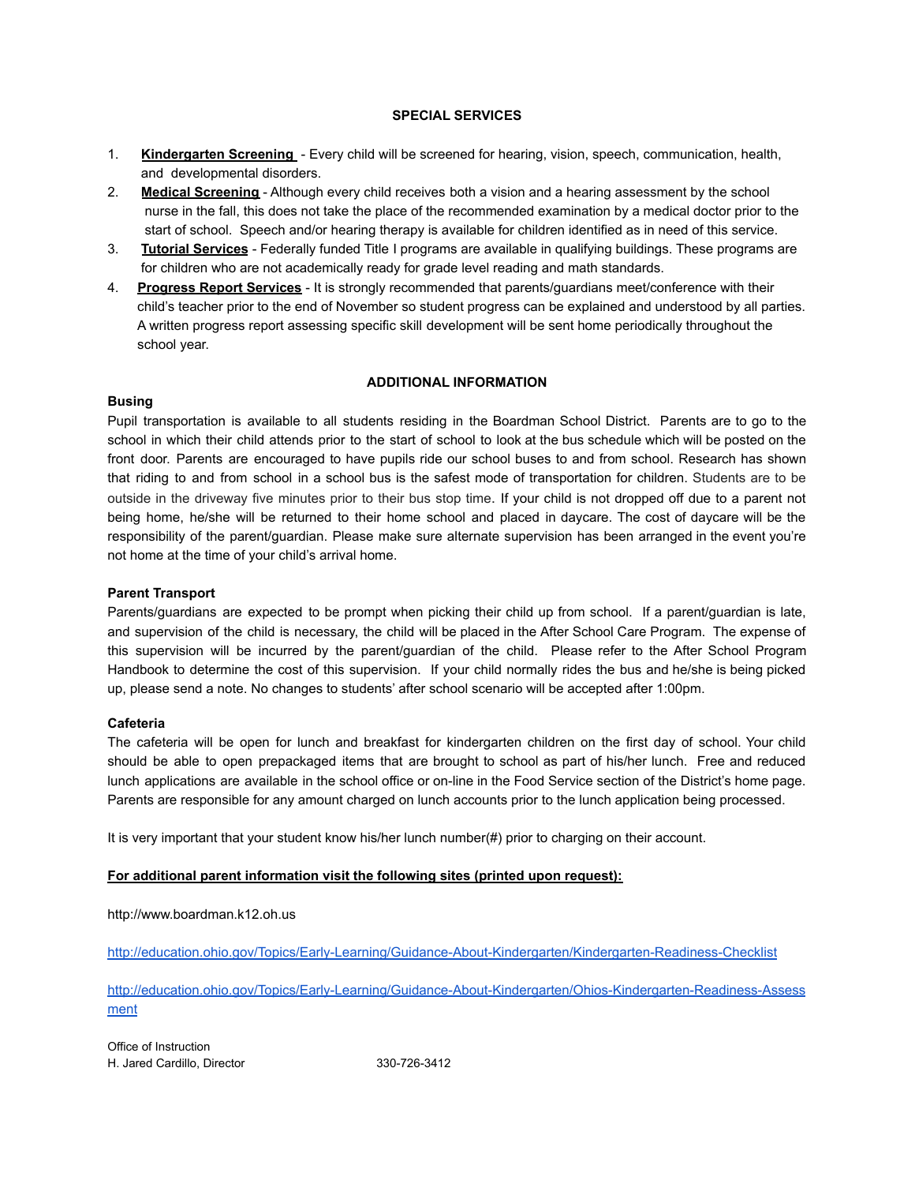## SPECIAL SERVICES

1. **Kindergarten Screening** - Every child will be screened for hearing, vision, speech, communication, health, and developmental disorders.
2. **Medical Screening** - Although every child receives both a vision and a hearing assessment by the school nurse in the fall, this does not take the place of the recommended examination by a medical doctor prior to the start of school. Speech and/or hearing therapy is available for children identified as in need of this service.
3. **Tutorial Services** - Federally funded Title I programs are available in qualifying buildings. These programs are for children who are not academically ready for grade level reading and math standards.
4. **Progress Report Services** - It is strongly recommended that parents/guardians meet/conference with their child's teacher prior to the end of November so student progress can be explained and understood by all parties. A written progress report assessing specific skill development will be sent home periodically throughout the school year.

## ADDITIONAL INFORMATION

**Busing**

Pupil transportation is available to all students residing in the Boardman School District. Parents are to go to the school in which their child attends prior to the start of school to look at the bus schedule which will be posted on the front door. Parents are encouraged to have pupils ride our school buses to and from school. Research has shown that riding to and from school in a school bus is the safest mode of transportation for children. Students are to be outside in the driveway five minutes prior to their bus stop time. If your child is not dropped off due to a parent not being home, he/she will be returned to their home school and placed in daycare. The cost of daycare will be the responsibility of the parent/guardian. Please make sure alternate supervision has been arranged in the event you're not home at the time of your child's arrival home.

**Parent Transport**

Parents/guardians are expected to be prompt when picking their child up from school. If a parent/guardian is late, and supervision of the child is necessary, the child will be placed in the After School Care Program. The expense of this supervision will be incurred by the parent/guardian of the child. Please refer to the After School Program Handbook to determine the cost of this supervision. If your child normally rides the bus and he/she is being picked up, please send a note. No changes to students' after school scenario will be accepted after 1:00pm.

**Cafeteria**

The cafeteria will be open for lunch and breakfast for kindergarten children on the first day of school. Your child should be able to open prepackaged items that are brought to school as part of his/her lunch. Free and reduced lunch applications are available in the school office or on-line in the Food Service section of the District's home page. Parents are responsible for any amount charged on lunch accounts prior to the lunch application being processed.

It is very important that your student know his/her lunch number(#) prior to charging on their account.

**For additional parent information visit the following sites (printed upon request):**

http://www.boardman.k12.oh.us

http://education.ohio.gov/Topics/Early-Learning/Guidance-About-Kindergarten/Kindergarten-Readiness-Checklist

http://education.ohio.gov/Topics/Early-Learning/Guidance-About-Kindergarten/Ohios-Kindergarten-Readiness-Assessment

Office of Instruction
H. Jared Cardillo, Director 330-726-3412